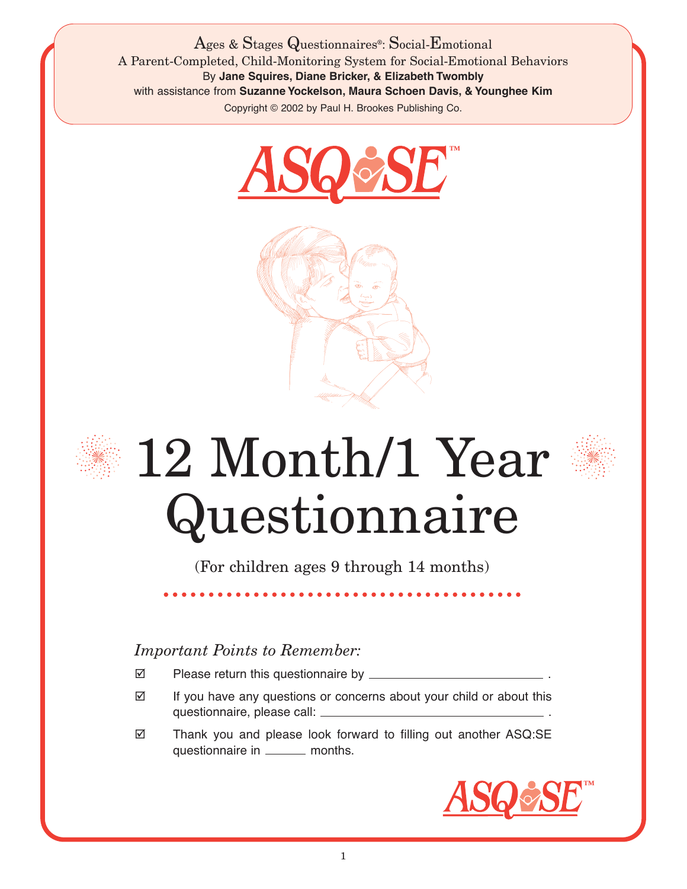Ages & Stages Questionnaires®: Social-Emotional

A Parent-Completed, Child-Monitoring System for Social-Emotional Behaviors

By **Jane Squires, Diane Bricker, & Elizabeth Twombly**

with assistance from **Suzanne Yockelson, Maura Schoen Davis, & Younghee Kim**

Copyright © 2002 by Paul H. Brookes Publishing Co.

ASQ:SE™

# 12 Month/1 Year Questionnaire

(For children ages 9 through 14 months)

*Important Points to Remember:*

☑ Please return this questionnaire by ______________________ .

☑ If you have any questions or concerns about your child or about this questionnaire, please call: ______________________ .

☑ Thank you and please look forward to filling out another ASQ:SE questionnaire in ______ months.

ASQ:SE™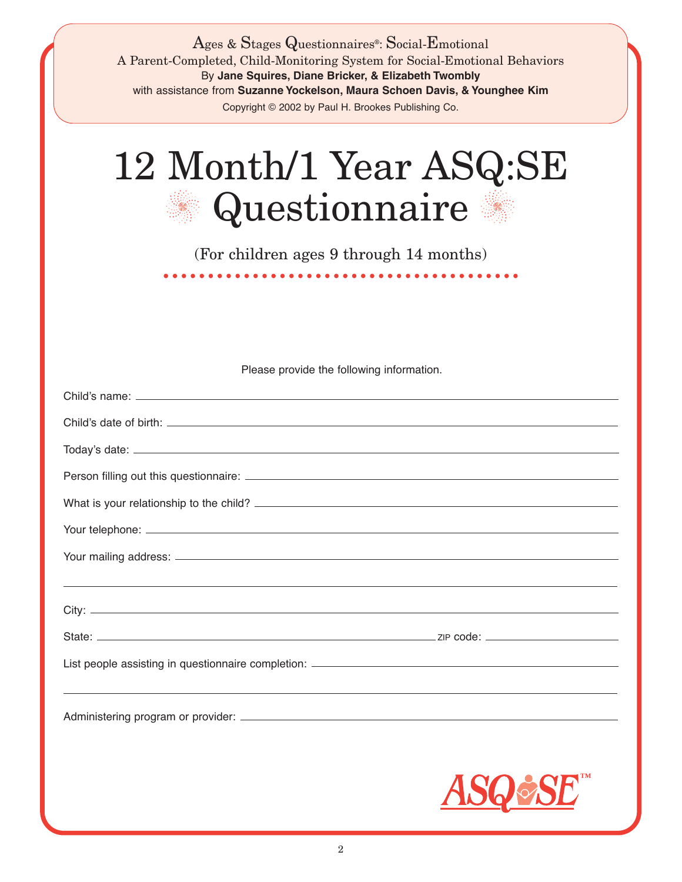Ages & Stages Questionnaires®: Social-Emotional

A Parent-Completed, Child-Monitoring System for Social-Emotional Behaviors

By **Jane Squires, Diane Bricker, & Elizabeth Twombly**

with assistance from **Suzanne Yockelson, Maura Schoen Davis, & Younghee Kim**

Copyright © 2002 by Paul H. Brookes Publishing Co.

# 12 Month/1 Year ASQ:SE Questionnaire

(For children ages 9 through 14 months)

Please provide the following information.

Child's name: ______________________________

Child's date of birth: ______________________________

Today's date: ______________________________

Person filling out this questionnaire: ______________________________

What is your relationship to the child? ______________________________

Your telephone: ______________________________

Your mailing address: ______________________________

______________________________

City: ______________________________

State: ______________________________ ZIP code: ______________________________

List people assisting in questionnaire completion: ______________________________

______________________________

Administering program or provider: ______________________________

ASQ:SE™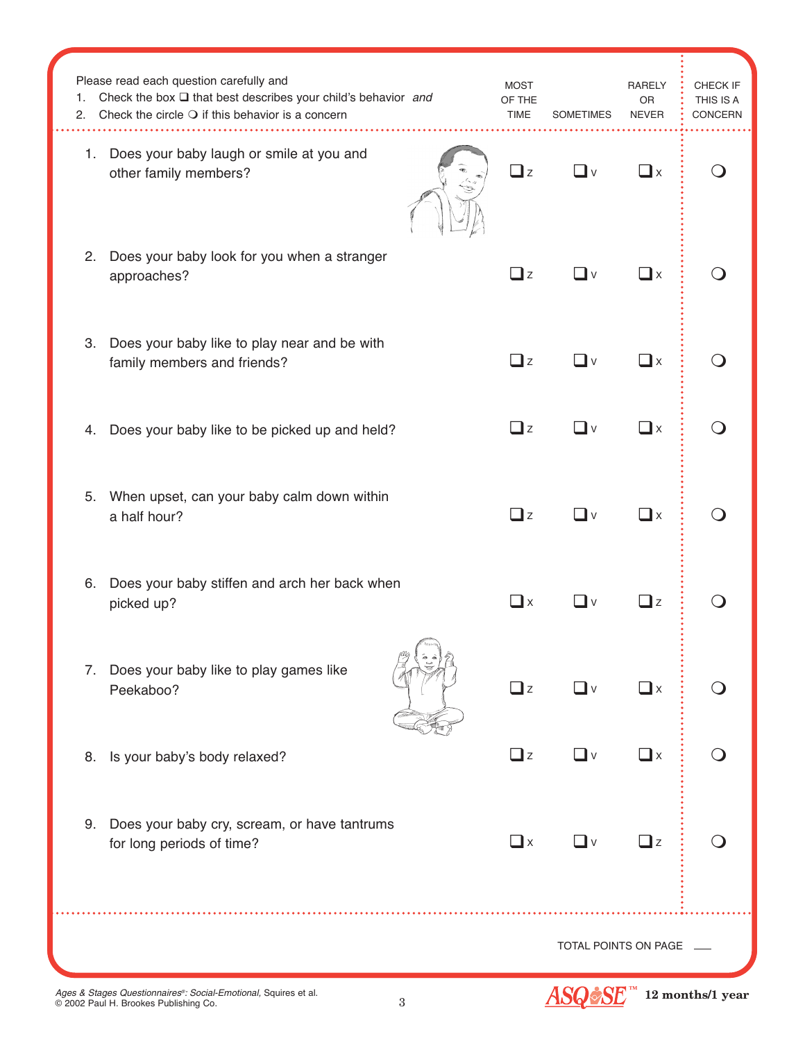Please read each question carefully and

1. Check the box ❑ that best describes your child's behavior *and*
2. Check the circle ❍ if this behavior is a concern

| | MOST OF THE TIME | SOMETIMES | RARELY OR NEVER | CHECK IF THIS IS A CONCERN |
|---|---|---|---|---|
| 1. Does your baby laugh or smile at you and other family members? | ❑ z | ❑ v | ❑ x | ❍ |
| 2. Does your baby look for you when a stranger approaches? | ❑ z | ❑ v | ❑ x | ❍ |
| 3. Does your baby like to play near and be with family members and friends? | ❑ z | ❑ v | ❑ x | ❍ |
| 4. Does your baby like to be picked up and held? | ❑ z | ❑ v | ❑ x | ❍ |
| 5. When upset, can your baby calm down within a half hour? | ❑ z | ❑ v | ❑ x | ❍ |
| 6. Does your baby stiffen and arch her back when picked up? | ❑ x | ❑ v | ❑ z | ❍ |
| 7. Does your baby like to play games like Peekaboo? | ❑ z | ❑ v | ❑ x | ❍ |
| 8. Is your baby's body relaxed? | ❑ z | ❑ v | ❑ x | ❍ |
| 9. Does your baby cry, scream, or have tantrums for long periods of time? | ❑ x | ❑ v | ❑ z | ❍ |

TOTAL POINTS ON PAGE \_\_\_

*Ages & Stages Questionnaires®: Social-Emotional,* Squires et al.
© 2002 Paul H. Brookes Publishing Co.

ASQ:SE™ **12 months/1 year**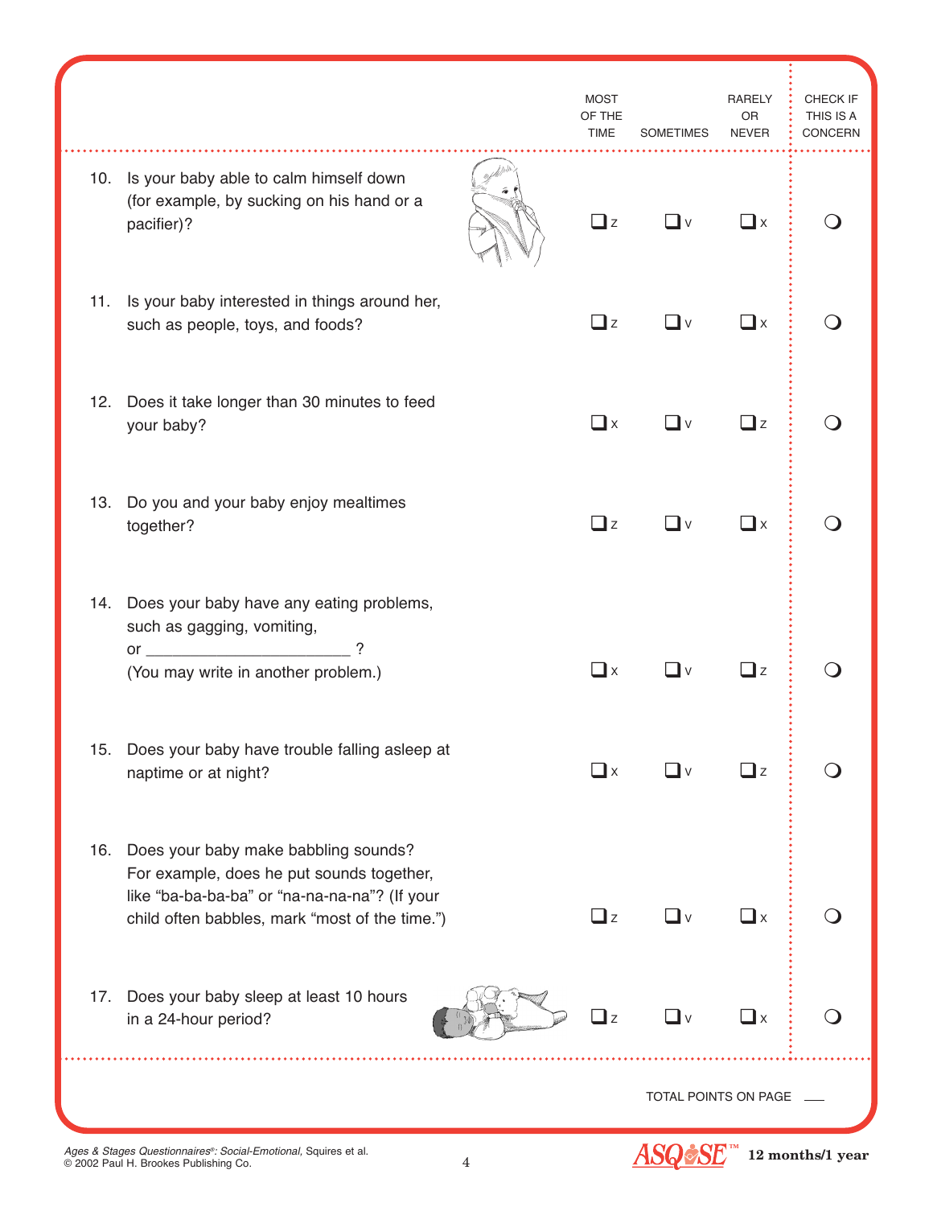| | MOST OF THE TIME | SOMETIMES | RARELY OR NEVER | CHECK IF THIS IS A CONCERN |
|---|---|---|---|---|
| 10. Is your baby able to calm himself down (for example, by sucking on his hand or a pacifier)? | ❑ z | ❑ v | ❑ x | ❍ |
| 11. Is your baby interested in things around her, such as people, toys, and foods? | ❑ z | ❑ v | ❑ x | ❍ |
| 12. Does it take longer than 30 minutes to feed your baby? | ❑ x | ❑ v | ❑ z | ❍ |
| 13. Do you and your baby enjoy mealtimes together? | ❑ z | ❑ v | ❑ x | ❍ |
| 14. Does your baby have any eating problems, such as gagging, vomiting, or ______________________ ? (You may write in another problem.) | ❑ x | ❑ v | ❑ z | ❍ |
| 15. Does your baby have trouble falling asleep at naptime or at night? | ❑ x | ❑ v | ❑ z | ❍ |
| 16. Does your baby make babbling sounds? For example, does he put sounds together, like "ba-ba-ba-ba" or "na-na-na-na"? (If your child often babbles, mark "most of the time.") | ❑ z | ❑ v | ❑ x | ❍ |
| 17. Does your baby sleep at least 10 hours in a 24-hour period? | ❑ z | ❑ v | ❑ x | ❍ |

TOTAL POINTS ON PAGE ___

*Ages & Stages Questionnaires®: Social-Emotional,* Squires et al.
© 2002 Paul H. Brookes Publishing Co.

ASQ:SE™ **12 months/1 year**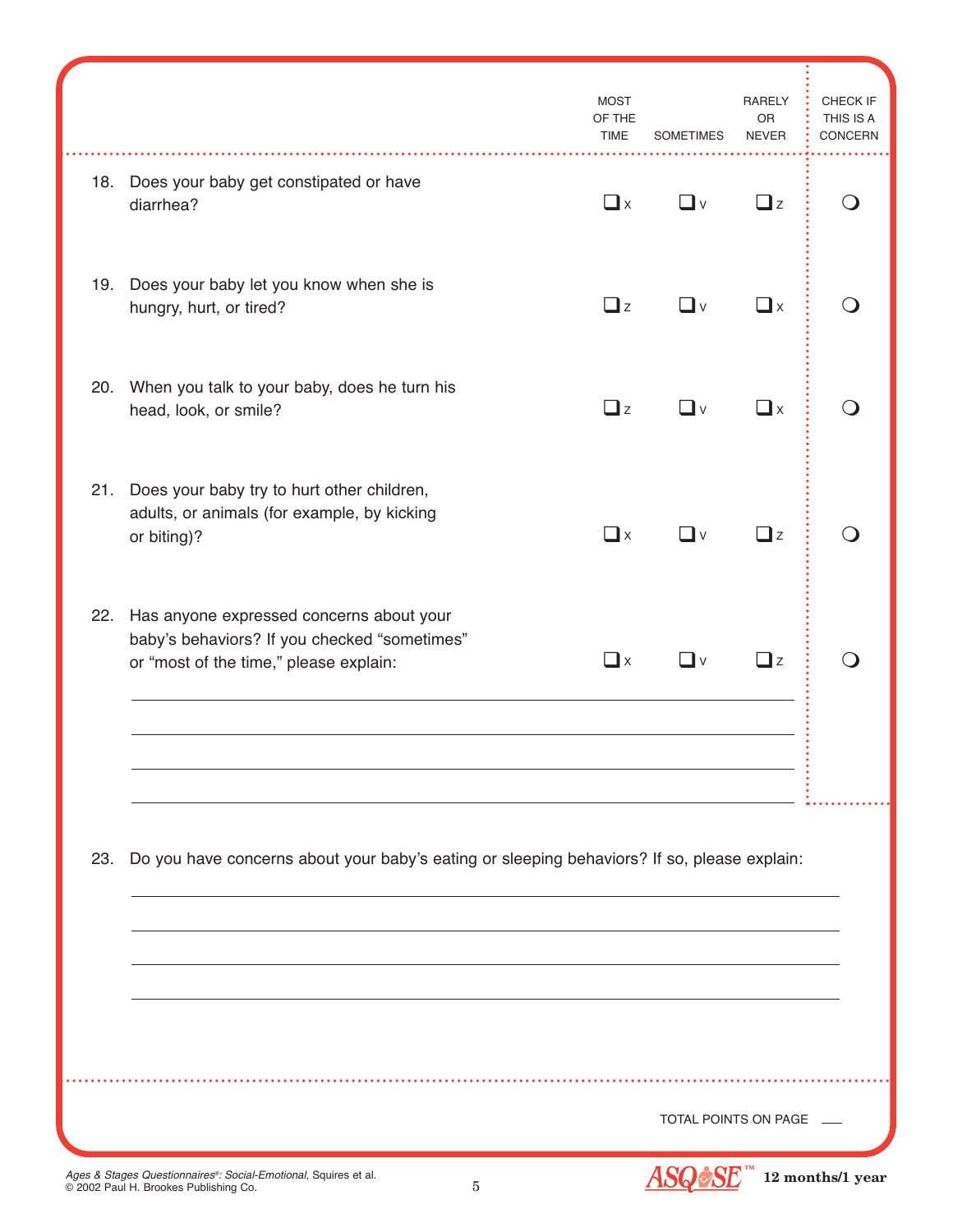| | MOST OF THE TIME | SOMETIMES | RARELY OR NEVER | CHECK IF THIS IS A CONCERN |
|---|---|---|---|---|
| 18. Does your baby get constipated or have diarrhea? | ☐ x | ☐ v | ☐ z | ○ |
| 19. Does your baby let you know when she is hungry, hurt, or tired? | ☐ z | ☐ v | ☐ x | ○ |
| 20. When you talk to your baby, does he turn his head, look, or smile? | ☐ z | ☐ v | ☐ x | ○ |
| 21. Does your baby try to hurt other children, adults, or animals (for example, by kicking or biting)? | ☐ x | ☐ v | ☐ z | ○ |
| 22. Has anyone expressed concerns about your baby's behaviors? If you checked "sometimes" or "most of the time," please explain: | ☐ x | ☐ v | ☐ z | ○ |

______________________________________________

______________________________________________

______________________________________________

______________________________________________

23. Do you have concerns about your baby's eating or sleeping behaviors? If so, please explain:

______________________________________________

______________________________________________

______________________________________________

______________________________________________

TOTAL POINTS ON PAGE ____

*Ages & Stages Questionnaires®: Social-Emotional,* Squires et al.
© 2002 Paul H. Brookes Publishing Co.

ASQ:SE™ **12 months/1 year**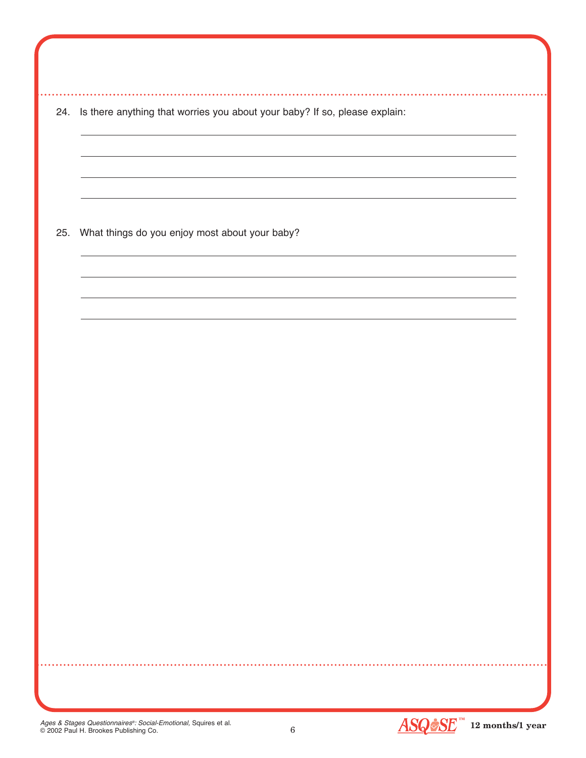24. Is there anything that worries you about your baby? If so, please explain:

\_\_\_\_\_\_\_\_\_\_\_\_\_\_\_\_\_\_\_\_\_\_\_\_\_\_\_\_\_\_\_\_\_\_\_\_\_\_\_\_\_\_\_\_\_\_\_\_\_\_\_\_\_\_\_\_\_\_\_\_

\_\_\_\_\_\_\_\_\_\_\_\_\_\_\_\_\_\_\_\_\_\_\_\_\_\_\_\_\_\_\_\_\_\_\_\_\_\_\_\_\_\_\_\_\_\_\_\_\_\_\_\_\_\_\_\_\_\_\_\_

\_\_\_\_\_\_\_\_\_\_\_\_\_\_\_\_\_\_\_\_\_\_\_\_\_\_\_\_\_\_\_\_\_\_\_\_\_\_\_\_\_\_\_\_\_\_\_\_\_\_\_\_\_\_\_\_\_\_\_\_

\_\_\_\_\_\_\_\_\_\_\_\_\_\_\_\_\_\_\_\_\_\_\_\_\_\_\_\_\_\_\_\_\_\_\_\_\_\_\_\_\_\_\_\_\_\_\_\_\_\_\_\_\_\_\_\_\_\_\_\_

25. What things do you enjoy most about your baby?

\_\_\_\_\_\_\_\_\_\_\_\_\_\_\_\_\_\_\_\_\_\_\_\_\_\_\_\_\_\_\_\_\_\_\_\_\_\_\_\_\_\_\_\_\_\_\_\_\_\_\_\_\_\_\_\_\_\_\_\_

\_\_\_\_\_\_\_\_\_\_\_\_\_\_\_\_\_\_\_\_\_\_\_\_\_\_\_\_\_\_\_\_\_\_\_\_\_\_\_\_\_\_\_\_\_\_\_\_\_\_\_\_\_\_\_\_\_\_\_\_

\_\_\_\_\_\_\_\_\_\_\_\_\_\_\_\_\_\_\_\_\_\_\_\_\_\_\_\_\_\_\_\_\_\_\_\_\_\_\_\_\_\_\_\_\_\_\_\_\_\_\_\_\_\_\_\_\_\_\_\_

\_\_\_\_\_\_\_\_\_\_\_\_\_\_\_\_\_\_\_\_\_\_\_\_\_\_\_\_\_\_\_\_\_\_\_\_\_\_\_\_\_\_\_\_\_\_\_\_\_\_\_\_\_\_\_\_\_\_\_\_

*Ages & Stages Questionnaires®: Social-Emotional,* Squires et al.
© 2002 Paul H. Brookes Publishing Co.

ASQ:SE™ **12 months/1 year**